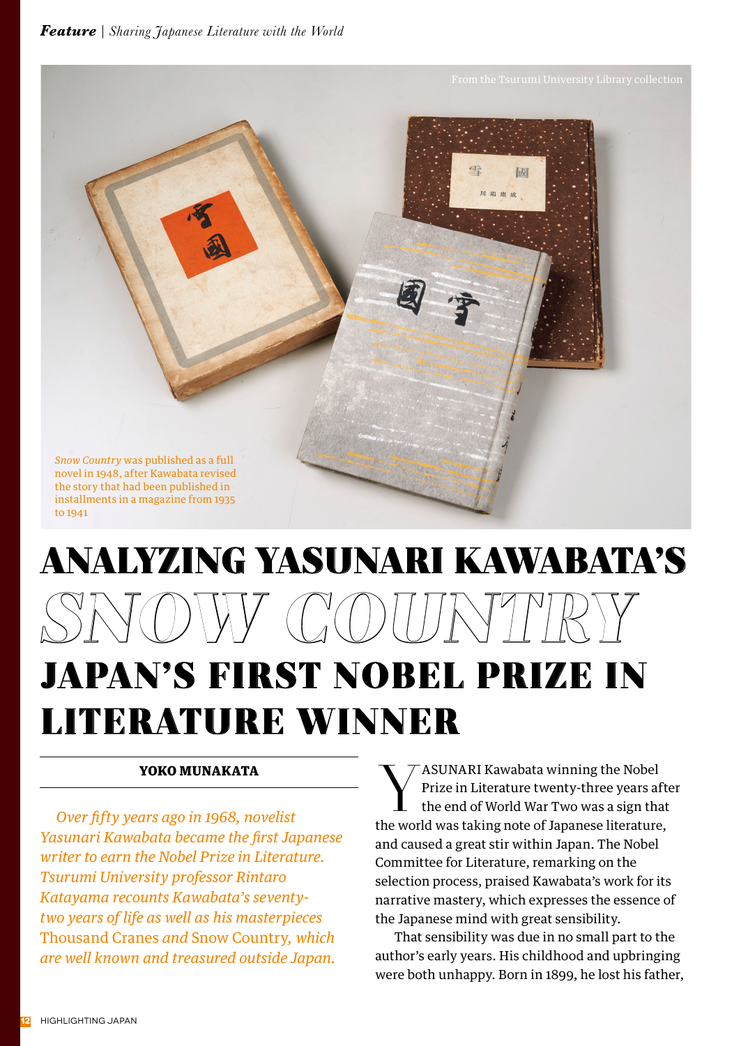*Snow Country* was published as a full novel in 1948, after Kawabata revised the story that had been published in installments in a magazine from 1935 to 1941

From the Tsurumi University Library collection

# ANALYZING YASUNARI KAWABATA'S *SNOW COUNTRY* JAPAN'S FIRST NOBEL PRIZE IN LITERATURE WINNER

**YOKO MUNAKATA**

*Over fifty years ago in 1968, novelist Yasunari Kawabata became the first Japanese writer to earn the Nobel Prize in Literature. Tsurumi University professor Rintaro Katayama recounts Kawabata's seventy-two years of life as well as his masterpieces* Thousand Cranes *and* Snow Country, *which are well known and treasured outside Japan.*

YASUNARI Kawabata winning the Nobel Prize in Literature twenty-three years after the end of World War Two was a sign that the world was taking note of Japanese literature, and caused a great stir within Japan. The Nobel Committee for Literature, remarking on the selection process, praised Kawabata's work for its narrative mastery, which expresses the essence of the Japanese mind with great sensibility.

That sensibility was due in no small part to the author's early years. His childhood and upbringing were both unhappy. Born in 1899, he lost his father,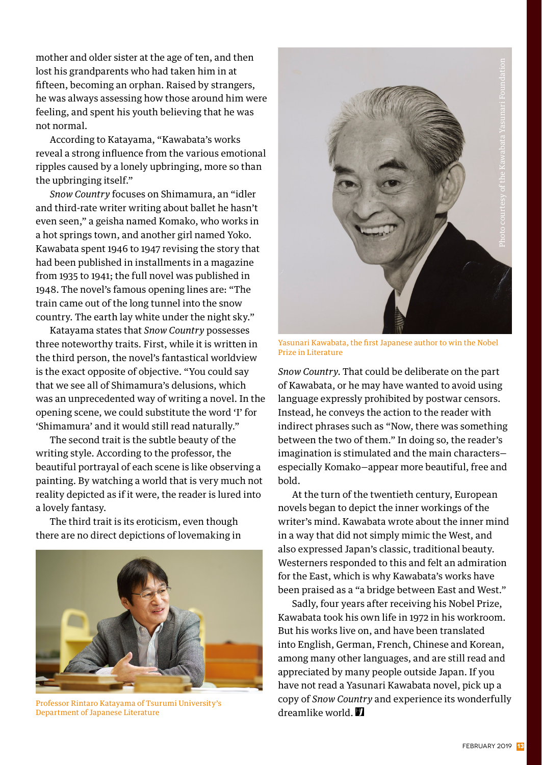mother and older sister at the age of ten, and then lost his grandparents who had taken him in at fifteen, becoming an orphan. Raised by strangers, he was always assessing how those around him were feeling, and spent his youth believing that he was not normal.

According to Katayama, "Kawabata's works reveal a strong influence from the various emotional ripples caused by a lonely upbringing, more so than the upbringing itself."

*Snow Country* focuses on Shimamura, an "idler and third-rate writer writing about ballet he hasn't even seen," a geisha named Komako, who works in a hot springs town, and another girl named Yoko. Kawabata spent 1946 to 1947 revising the story that had been published in installments in a magazine from 1935 to 1941; the full novel was published in 1948. The novel's famous opening lines are: "The train came out of the long tunnel into the snow country. The earth lay white under the night sky."

Katayama states that *Snow Country* possesses three noteworthy traits. First, while it is written in the third person, the novel's fantastical worldview is the exact opposite of objective. "You could say that we see all of Shimamura's delusions, which was an unprecedented way of writing a novel. In the opening scene, we could substitute the word 'I' for 'Shimamura' and it would still read naturally."

The second trait is the subtle beauty of the writing style. According to the professor, the beautiful portrayal of each scene is like observing a painting. By watching a world that is very much not reality depicted as if it were, the reader is lured into a lovely fantasy.

The third trait is its eroticism, even though there are no direct depictions of lovemaking in *Snow Country*. That could be deliberate on the part of Kawabata, or he may have wanted to avoid using language expressly prohibited by postwar censors. Instead, he conveys the action to the reader with indirect phrases such as "Now, there was something between the two of them." In doing so, the reader's imagination is stimulated and the main characters—especially Komako—appear more beautiful, free and bold.

Professor Rintaro Katayama of Tsurumi University's Department of Japanese Literature

Yasunari Kawabata, the first Japanese author to win the Nobel Prize in Literature

Photo courtesy of the Kawabata Yasunari Foundation

At the turn of the twentieth century, European novels began to depict the inner workings of the writer's mind. Kawabata wrote about the inner mind in a way that did not simply mimic the West, and also expressed Japan's classic, traditional beauty. Westerners responded to this and felt an admiration for the East, which is why Kawabata's works have been praised as a "a bridge between East and West."

Sadly, four years after receiving his Nobel Prize, Kawabata took his own life in 1972 in his workroom. But his works live on, and have been translated into English, German, French, Chinese and Korean, among many other languages, and are still read and appreciated by many people outside Japan. If you have not read a Yasunari Kawabata novel, pick up a copy of *Snow Country* and experience its wonderfully dreamlike world.